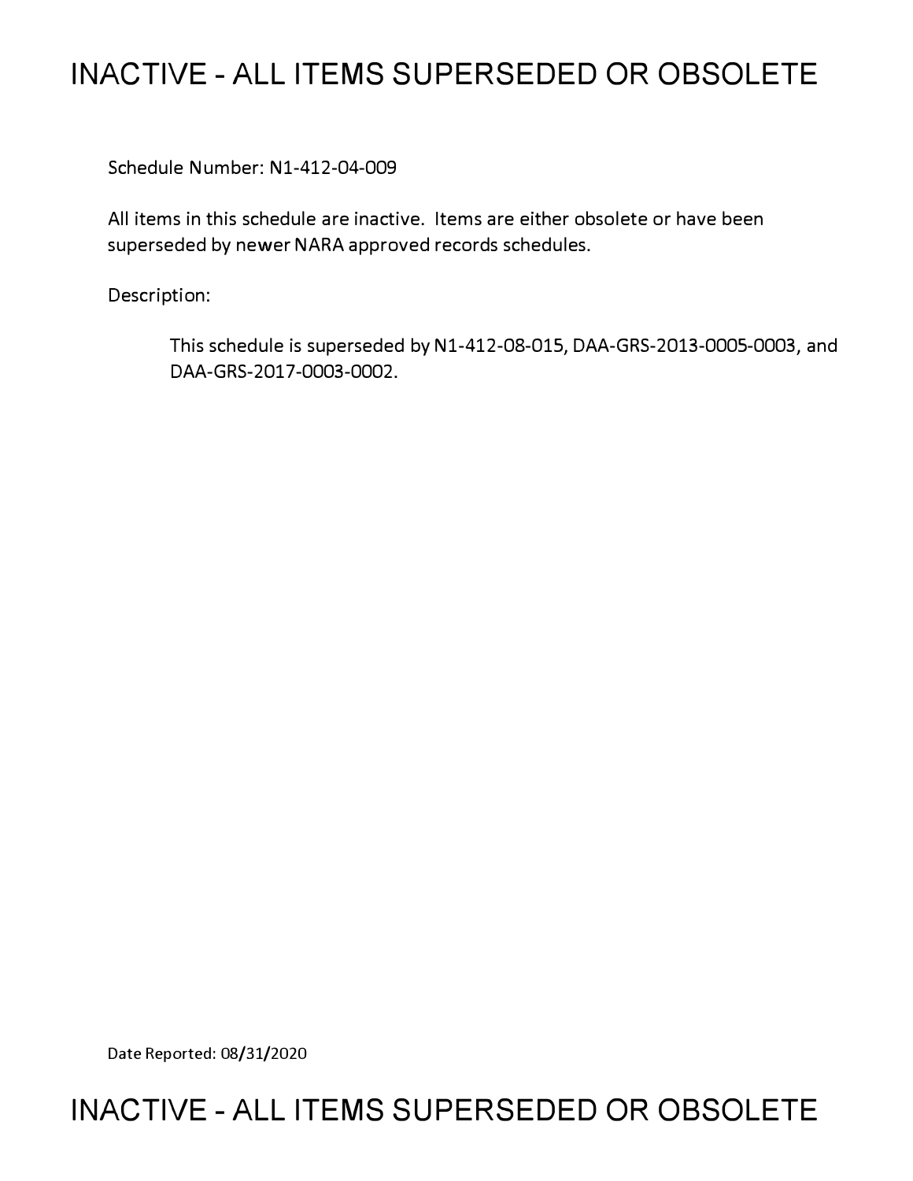# INACTIVE - ALL ITEMS SUPERSEDED OR OBSOLETE

Schedule Number: N1-412-04-009

All items in this schedule are inactive. Items are either obsolete or have been superseded by newer NARA approved records schedules.

Description:

> This schedule is superseded by N1-412-08-015, DAA-GRS-2013-0005-0003, and DAA-GRS-2017-0003-0002.

Date Reported: 08/31/2020

# INACTIVE - ALL ITEMS SUPERSEDED OR OBSOLETE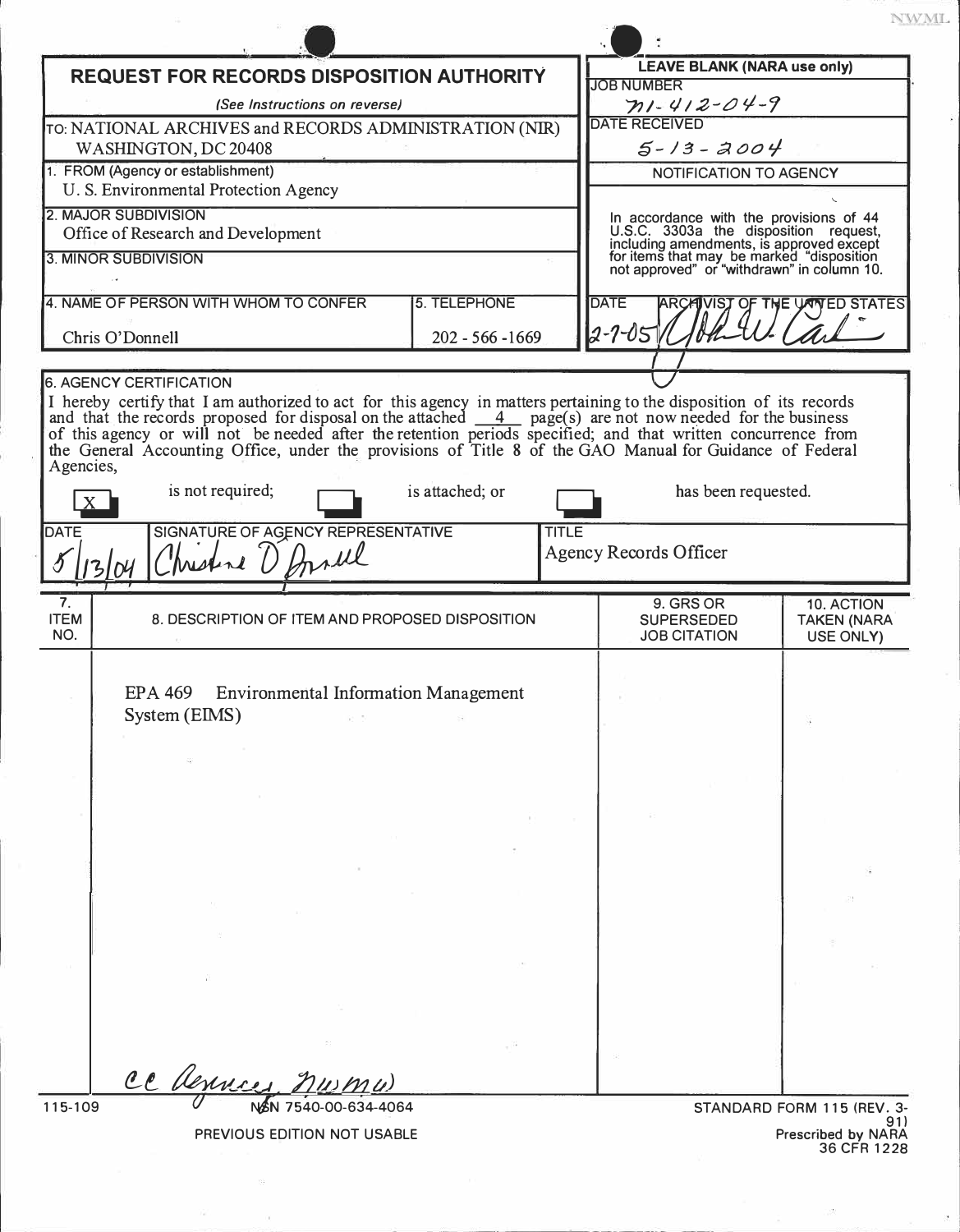NWML

## REQUEST FOR RECORDS DISPOSITION AUTHORITY

*(See Instructions on reverse)*

TO: NATIONAL ARCHIVES and RECORDS ADMINISTRATION (NIR)
WASHINGTON, DC 20408

**LEAVE BLANK (NARA use only)**

JOB NUMBER: N1-412-04-9

DATE RECEIVED: 5-13-2004

NOTIFICATION TO AGENCY

In accordance with the provisions of 44 U.S.C. 3303a the disposition request, including amendments, is approved except for items that may be marked "disposition not approved" or "withdrawn" in column 10.

DATE: 2-7-05

ARCHIVIST OF THE UNITED STATES: [signature]

1. FROM (Agency or establishment)
U. S. Environmental Protection Agency

2. MAJOR SUBDIVISION
Office of Research and Development

3. MINOR SUBDIVISION

4. NAME OF PERSON WITH WHOM TO CONFER
Chris O'Donnell

5. TELEPHONE
202 - 566 -1669

6. AGENCY CERTIFICATION

I hereby certify that I am authorized to act for this agency in matters pertaining to the disposition of its records and that the records proposed for disposal on the attached 4 page(s) are not now needed for the business of this agency or will not be needed after the retention periods specified; and that written concurrence from the General Accounting Office, under the provisions of Title 8 of the GAO Manual for Guidance of Federal Agencies,

[X] is not required; [ ] is attached; or [ ] has been requested.

| DATE | SIGNATURE OF AGENCY REPRESENTATIVE | TITLE |
|---|---|---|
| 5/13/04 | Christine D Onell | Agency Records Officer |

| 7. ITEM NO. | 8. DESCRIPTION OF ITEM AND PROPOSED DISPOSITION | 9. GRS OR SUPERSEDED JOB CITATION | 10. ACTION TAKEN (NARA USE ONLY) |
|---|---|---|---|
| | EPA 469 Environmental Information Management System (EIMS) | | |

cc Agency, NWMW

115-109 NSN 7540-00-634-4064

PREVIOUS EDITION NOT USABLE

STANDARD FORM 115 (REV. 3-91)
Prescribed by NARA
36 CFR 1228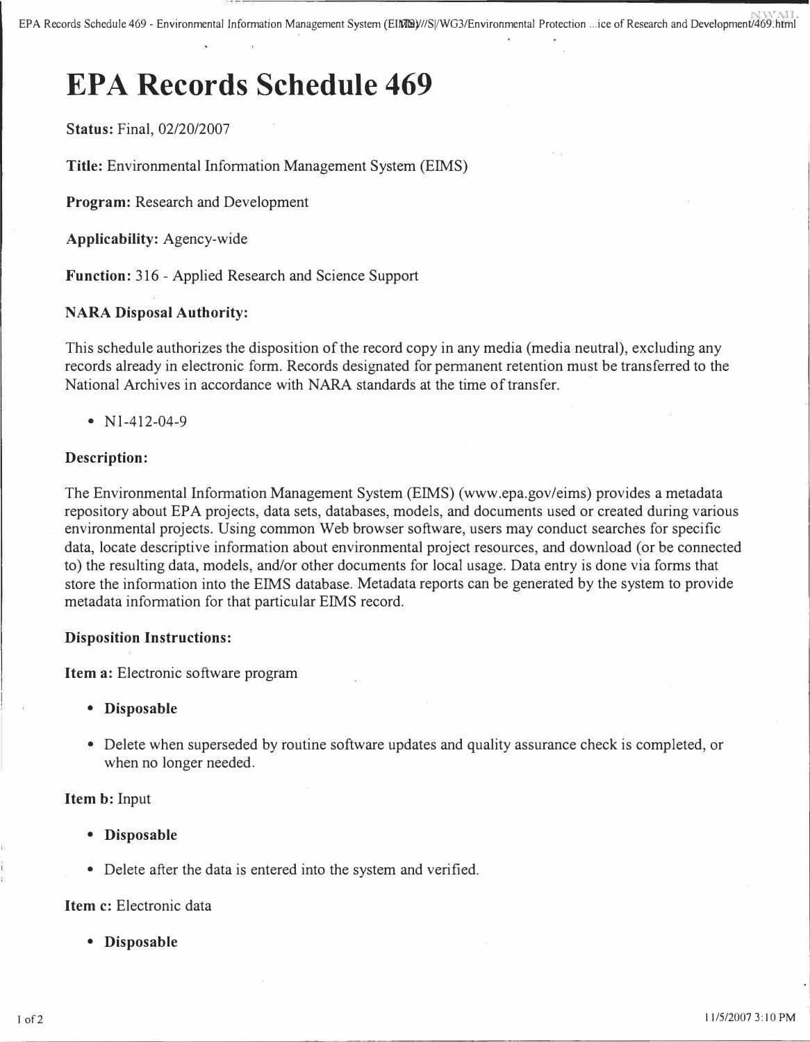# EPA Records Schedule 469

**Status:** Final, 02/20/2007

**Title:** Environmental Information Management System (EIMS)

**Program:** Research and Development

**Applicability:** Agency-wide

**Function:** 316 - Applied Research and Science Support

### NARA Disposal Authority:

This schedule authorizes the disposition of the record copy in any media (media neutral), excluding any records already in electronic form. Records designated for permanent retention must be transferred to the National Archives in accordance with NARA standards at the time of transfer.

- N1-412-04-9

### Description:

The Environmental Information Management System (EIMS) (www.epa.gov/eims) provides a metadata repository about EPA projects, data sets, databases, models, and documents used or created during various environmental projects. Using common Web browser software, users may conduct searches for specific data, locate descriptive information about environmental project resources, and download (or be connected to) the resulting data, models, and/or other documents for local usage. Data entry is done via forms that store the information into the EIMS database. Metadata reports can be generated by the system to provide metadata information for that particular EIMS record.

### Disposition Instructions:

**Item a:** Electronic software program

- **Disposable**
- Delete when superseded by routine software updates and quality assurance check is completed, or when no longer needed.

**Item b:** Input

- **Disposable**
- Delete after the data is entered into the system and verified.

**Item c:** Electronic data

- **Disposable**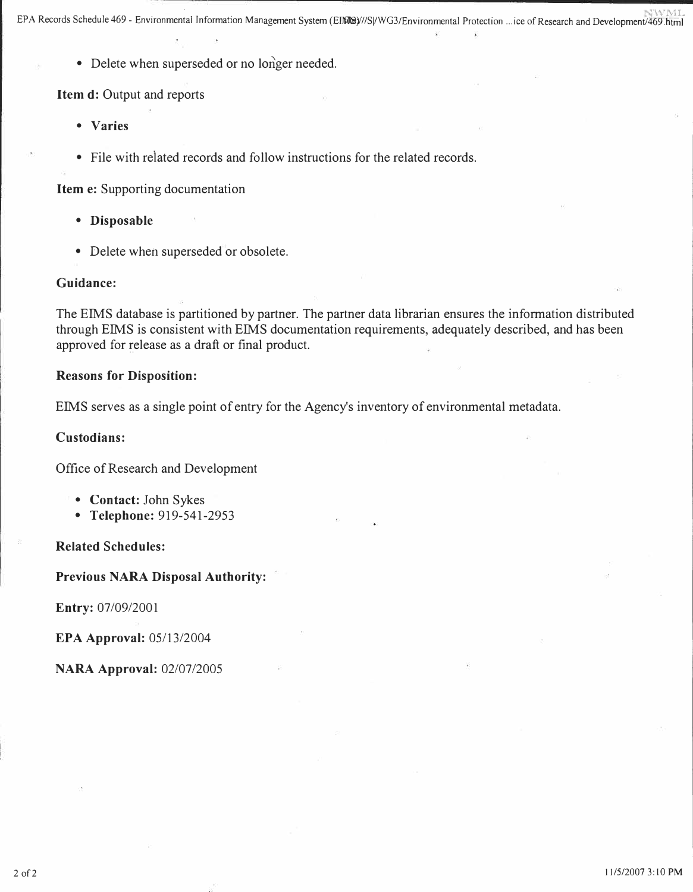- Delete when superseded or no longer needed.

**Item d:** Output and reports

- **Varies**
- File with related records and follow instructions for the related records.

**Item e:** Supporting documentation

- **Disposable**
- Delete when superseded or obsolete.

**Guidance:**

The EIMS database is partitioned by partner. The partner data librarian ensures the information distributed through EIMS is consistent with EIMS documentation requirements, adequately described, and has been approved for release as a draft or final product.

**Reasons for Disposition:**

EIMS serves as a single point of entry for the Agency's inventory of environmental metadata.

**Custodians:**

Office of Research and Development

- **Contact:** John Sykes
- **Telephone:** 919-541-2953

**Related Schedules:**

**Previous NARA Disposal Authority:**

**Entry:** 07/09/2001

**EPA Approval:** 05/13/2004

**NARA Approval:** 02/07/2005